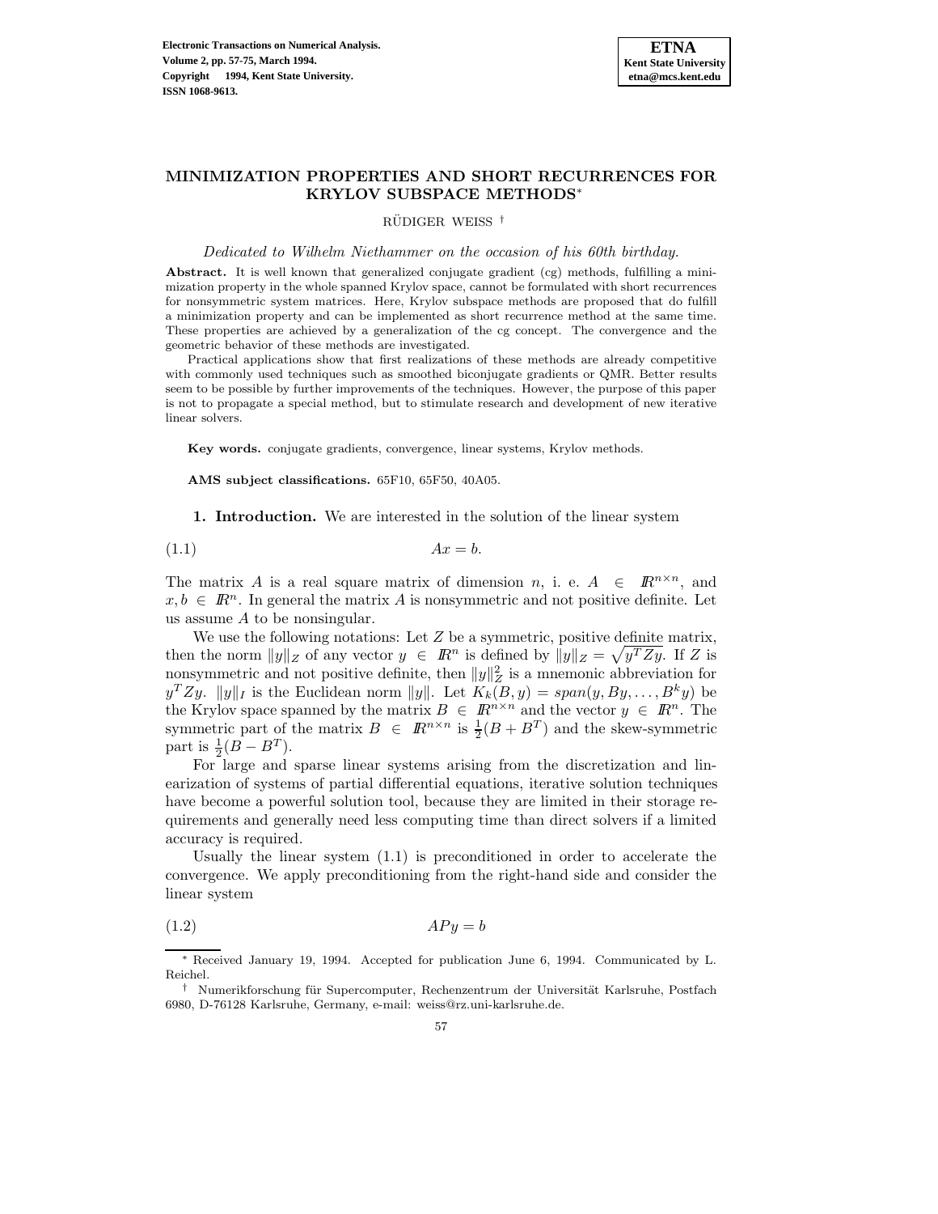# MINIMIZATION PROPERTIES AND SHORT RECURRENCES FOR KRYLOV SUBSPACE METHODS*

RÜDIGER WEISS †

*Dedicated to Wilhelm Niethammer on the occasion of his 60th birthday.*

**Abstract.** It is well known that generalized conjugate gradient (cg) methods, fulfilling a minimization property in the whole spanned Krylov space, cannot be formulated with short recurrences for nonsymmetric system matrices. Here, Krylov subspace methods are proposed that do fulfill a minimization property and can be implemented as short recurrence method at the same time. These properties are achieved by a generalization of the cg concept. The convergence and the geometric behavior of these methods are investigated.

Practical applications show that first realizations of these methods are already competitive with commonly used techniques such as smoothed biconjugate gradients or QMR. Better results seem to be possible by further improvements of the techniques. However, the purpose of this paper is not to propagate a special method, but to stimulate research and development of new iterative linear solvers.

**Key words.** conjugate gradients, convergence, linear systems, Krylov methods.

**AMS subject classifications.** 65F10, 65F50, 40A05.

**1. Introduction.** We are interested in the solution of the linear system

$$Ax = b. \tag{1.1}$$

The matrix $A$ is a real square matrix of dimension $n$, i. e. $A \in \mathbb{R}^{n\times n}$, and $x, b \in \mathbb{R}^n$. In general the matrix $A$ is nonsymmetric and not positive definite. Let us assume $A$ to be nonsingular.

We use the following notations: Let $Z$ be a symmetric, positive definite matrix, then the norm $\|y\|_Z$ of any vector $y \in \mathbb{R}^n$ is defined by $\|y\|_Z = \sqrt{y^T Z y}$. If $Z$ is nonsymmetric and not positive definite, then $\|y\|_Z^2$ is a mnemonic abbreviation for $y^T Z y$. $\|y\|_I$ is the Euclidean norm $\|y\|$. Let $K_k(B, y) = span(y, By, \ldots, B^k y)$ be the Krylov space spanned by the matrix $B \in \mathbb{R}^{n\times n}$ and the vector $y \in \mathbb{R}^n$. The symmetric part of the matrix $B \in \mathbb{R}^{n\times n}$ is $\frac{1}{2}(B + B^T)$ and the skew-symmetric part is $\frac{1}{2}(B - B^T)$.

For large and sparse linear systems arising from the discretization and linearization of systems of partial differential equations, iterative solution techniques have become a powerful solution tool, because they are limited in their storage requirements and generally need less computing time than direct solvers if a limited accuracy is required.

Usually the linear system (1.1) is preconditioned in order to accelerate the convergence. We apply preconditioning from the right-hand side and consider the linear system

$$APy = b \tag{1.2}$$

---

* Received January 19, 1994. Accepted for publication June 6, 1994. Communicated by L. Reichel.

† Numerikforschung für Supercomputer, Rechenzentrum der Universität Karlsruhe, Postfach 6980, D-76128 Karlsruhe, Germany, e-mail: weiss@rz.uni-karlsruhe.de.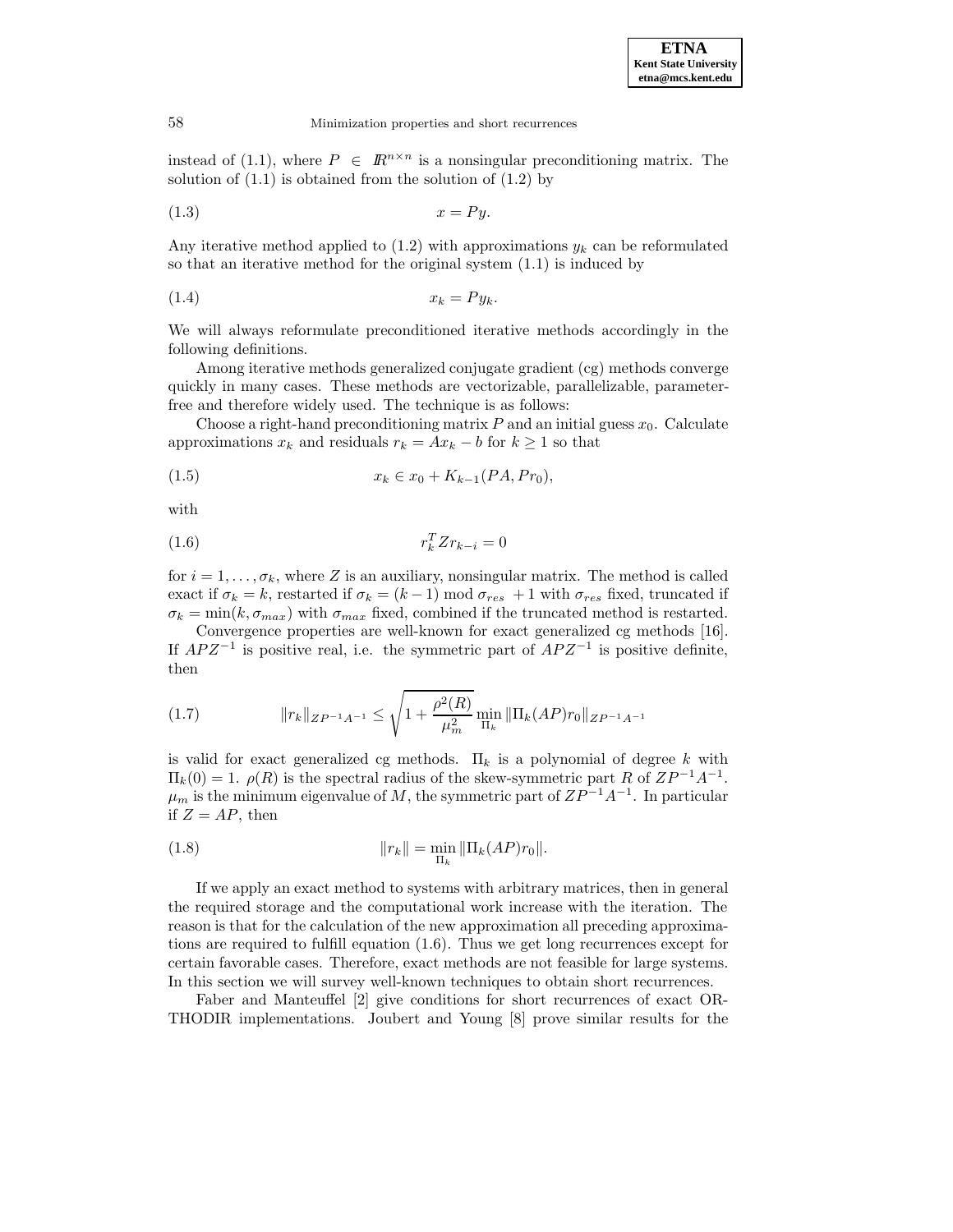instead of (1.1), where $P \in I\!R^{n\times n}$ is a nonsingular preconditioning matrix. The solution of (1.1) is obtained from the solution of (1.2) by

$$x = Py. \tag{1.3}$$

Any iterative method applied to (1.2) with approximations $y_k$ can be reformulated so that an iterative method for the original system (1.1) is induced by

$$x_k = Py_k. \tag{1.4}$$

We will always reformulate preconditioned iterative methods accordingly in the following definitions.

Among iterative methods generalized conjugate gradient (cg) methods converge quickly in many cases. These methods are vectorizable, parallelizable, parameter-free and therefore widely used. The technique is as follows:

Choose a right-hand preconditioning matrix $P$ and an initial guess $x_0$. Calculate approximations $x_k$ and residuals $r_k = Ax_k - b$ for $k \geq 1$ so that

$$x_k \in x_0 + K_{k-1}(PA, Pr_0), \tag{1.5}$$

with

$$r_k^T Z r_{k-i} = 0 \tag{1.6}$$

for $i = 1, \ldots, \sigma_k$, where $Z$ is an auxiliary, nonsingular matrix. The method is called exact if $\sigma_k = k$, restarted if $\sigma_k = (k-1) \bmod \sigma_{res} + 1$ with $\sigma_{res}$ fixed, truncated if $\sigma_k = \min(k, \sigma_{max})$ with $\sigma_{max}$ fixed, combined if the truncated method is restarted.

Convergence properties are well-known for exact generalized cg methods [16]. If $APZ^{-1}$ is positive real, i.e. the symmetric part of $APZ^{-1}$ is positive definite, then

$$\|r_k\|_{ZP^{-1}A^{-1}} \leq \sqrt{1 + \frac{\rho^2(R)}{\mu_m^2}} \min_{\Pi_k} \|\Pi_k(AP)r_0\|_{ZP^{-1}A^{-1}} \tag{1.7}$$

is valid for exact generalized cg methods. $\Pi_k$ is a polynomial of degree $k$ with $\Pi_k(0) = 1$. $\rho(R)$ is the spectral radius of the skew-symmetric part $R$ of $ZP^{-1}A^{-1}$. $\mu_m$ is the minimum eigenvalue of $M$, the symmetric part of $ZP^{-1}A^{-1}$. In particular if $Z = AP$, then

$$\|r_k\| = \min_{\Pi_k} \|\Pi_k(AP)r_0\|. \tag{1.8}$$

If we apply an exact method to systems with arbitrary matrices, then in general the required storage and the computational work increase with the iteration. The reason is that for the calculation of the new approximation all preceding approximations are required to fulfill equation (1.6). Thus we get long recurrences except for certain favorable cases. Therefore, exact methods are not feasible for large systems. In this section we will survey well-known techniques to obtain short recurrences.

Faber and Manteuffel [2] give conditions for short recurrences of exact ORTHODIR implementations. Joubert and Young [8] prove similar results for the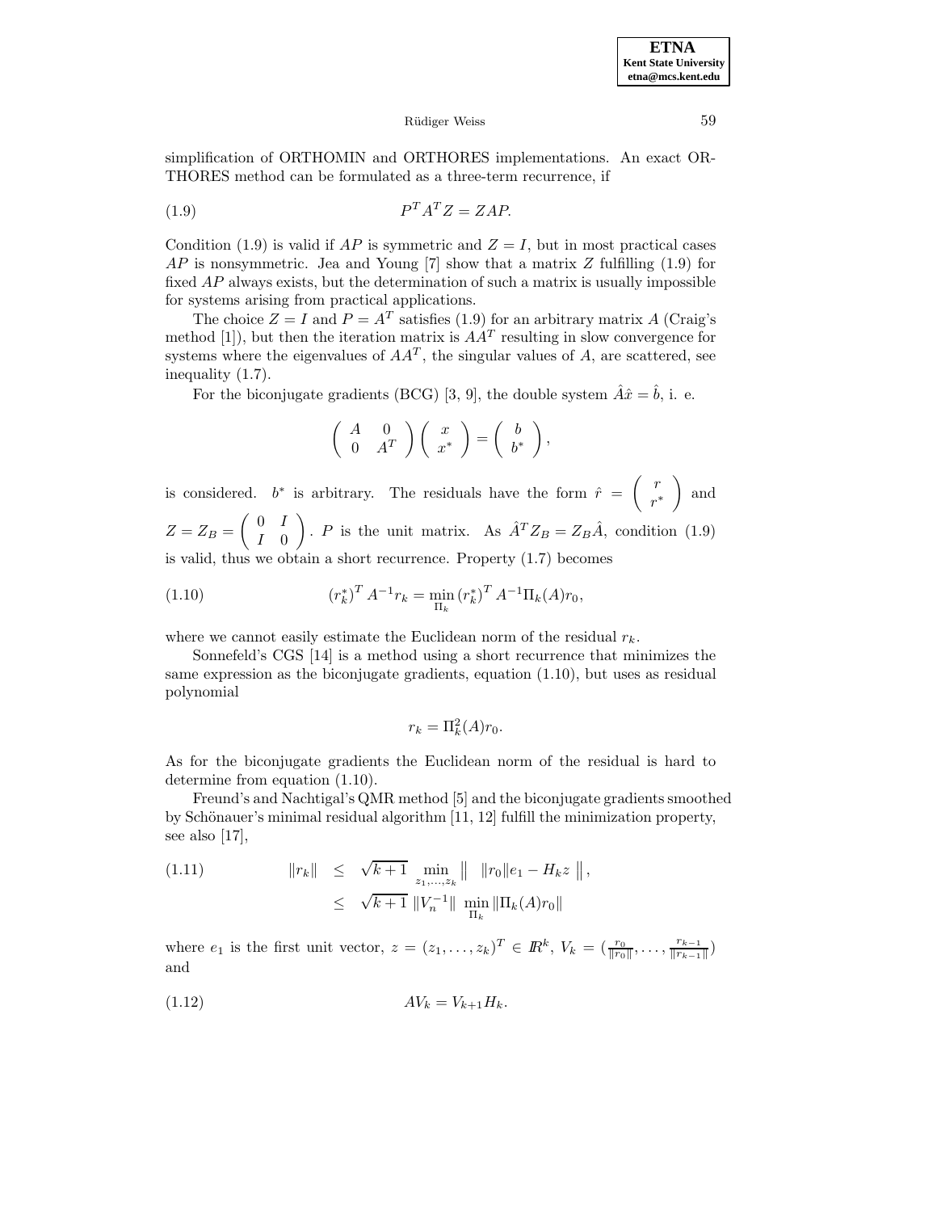simplification of ORTHOMIN and ORTHORES implementations. An exact ORTHORES method can be formulated as a three-term recurrence, if

$$P^T A^T Z = ZAP. \tag{1.9}$$

Condition (1.9) is valid if $AP$ is symmetric and $Z = I$, but in most practical cases $AP$ is nonsymmetric. Jea and Young [7] show that a matrix $Z$ fulfilling (1.9) for fixed $AP$ always exists, but the determination of such a matrix is usually impossible for systems arising from practical applications.

The choice $Z = I$ and $P = A^T$ satisfies (1.9) for an arbitrary matrix $A$ (Craig's method [1]), but then the iteration matrix is $AA^T$ resulting in slow convergence for systems where the eigenvalues of $AA^T$, the singular values of $A$, are scattered, see inequality (1.7).

For the biconjugate gradients (BCG) [3, 9], the double system $\hat{A}\hat{x} = \hat{b}$, i. e.

$$\begin{pmatrix} A & 0 \\ 0 & A^T \end{pmatrix} \begin{pmatrix} x \\ x^* \end{pmatrix} = \begin{pmatrix} b \\ b^* \end{pmatrix},$$

is considered. $b^*$ is arbitrary. The residuals have the form $\hat{r} = \begin{pmatrix} r \\ r^* \end{pmatrix}$ and $Z = Z_B = \begin{pmatrix} 0 & I \\ I & 0 \end{pmatrix}$. $P$ is the unit matrix. As $\hat{A}^T Z_B = Z_B \hat{A}$, condition (1.9) is valid, thus we obtain a short recurrence. Property (1.7) becomes

$$(r_k^*)^T A^{-1} r_k = \min_{\Pi_k} (r_k^*)^T A^{-1} \Pi_k(A) r_0, \tag{1.10}$$

where we cannot easily estimate the Euclidean norm of the residual $r_k$.

Sonnefeld's CGS [14] is a method using a short recurrence that minimizes the same expression as the biconjugate gradients, equation (1.10), but uses as residual polynomial

$$r_k = \Pi_k^2(A) r_0.$$

As for the biconjugate gradients the Euclidean norm of the residual is hard to determine from equation (1.10).

Freund's and Nachtigal's QMR method [5] and the biconjugate gradients smoothed by Schönauer's minimal residual algorithm [11, 12] fulfill the minimization property, see also [17],

$$\begin{aligned} \|r_k\| &\leq \sqrt{k+1} \min_{z_1,\ldots,z_k} \left\| \; \|r_0\| e_1 - H_k z \; \right\|, \\ &\leq \sqrt{k+1} \; \|V_n^{-1}\| \; \min_{\Pi_k} \|\Pi_k(A) r_0\| \end{aligned} \tag{1.11}$$

where $e_1$ is the first unit vector, $z = (z_1, \ldots, z_k)^T \in \mathbb{R}^k$, $V_k = (\frac{r_0}{\|r_0\|}, \ldots, \frac{r_{k-1}}{\|r_{k-1}\|})$ and

$$AV_k = V_{k+1} H_k. \tag{1.12}$$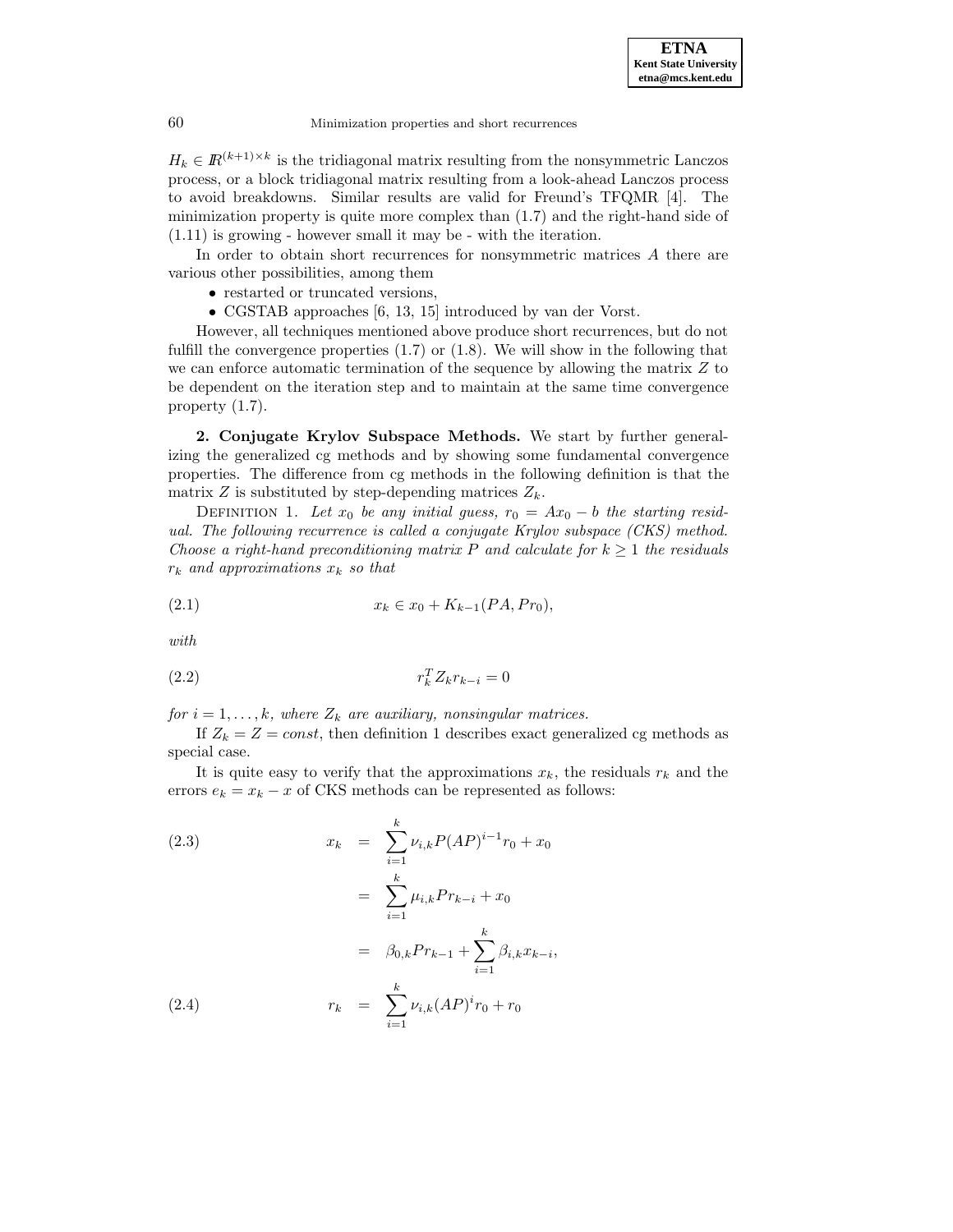$H_k \in I\!R^{(k+1)\times k}$ is the tridiagonal matrix resulting from the nonsymmetric Lanczos process, or a block tridiagonal matrix resulting from a look-ahead Lanczos process to avoid breakdowns. Similar results are valid for Freund's TFQMR [4]. The minimization property is quite more complex than (1.7) and the right-hand side of (1.11) is growing - however small it may be - with the iteration.

In order to obtain short recurrences for nonsymmetric matrices $A$ there are various other possibilities, among them

- restarted or truncated versions,
- CGSTAB approaches [6, 13, 15] introduced by van der Vorst.

However, all techniques mentioned above produce short recurrences, but do not fulfill the convergence properties (1.7) or (1.8). We will show in the following that we can enforce automatic termination of the sequence by allowing the matrix $Z$ to be dependent on the iteration step and to maintain at the same time convergence property (1.7).

## 2. Conjugate Krylov Subspace Methods.

We start by further generalizing the generalized cg methods and by showing some fundamental convergence properties. The difference from cg methods in the following definition is that the matrix $Z$ is substituted by step-depending matrices $Z_k$.

Definition 1. *Let $x_0$ be any initial guess, $r_0 = Ax_0 - b$ the starting residual. The following recurrence is called a conjugate Krylov subspace (CKS) method. Choose a right-hand preconditioning matrix $P$ and calculate for $k \geq 1$ the residuals $r_k$ and approximations $x_k$ so that*

$$x_k \in x_0 + K_{k-1}(PA, Pr_0), \tag{2.1}$$

*with*

$$r_k^T Z_k r_{k-i} = 0 \tag{2.2}$$

*for $i = 1, \ldots, k$, where $Z_k$ are auxiliary, nonsingular matrices.*

If $Z_k = Z = const$, then definition 1 describes exact generalized cg methods as special case.

It is quite easy to verify that the approximations $x_k$, the residuals $r_k$ and the errors $e_k = x_k - x$ of CKS methods can be represented as follows:

$$\begin{aligned} x_k &= \sum_{i=1}^{k} \nu_{i,k} P(AP)^{i-1} r_0 + x_0 \\ &= \sum_{i=1}^{k} \mu_{i,k} P r_{k-i} + x_0 \\ &= \beta_{0,k} P r_{k-1} + \sum_{i=1}^{k} \beta_{i,k} x_{k-i}, \end{aligned} \tag{2.3}$$

$$r_k = \sum_{i=1}^{k} \nu_{i,k} (AP)^i r_0 + r_0 \tag{2.4}$$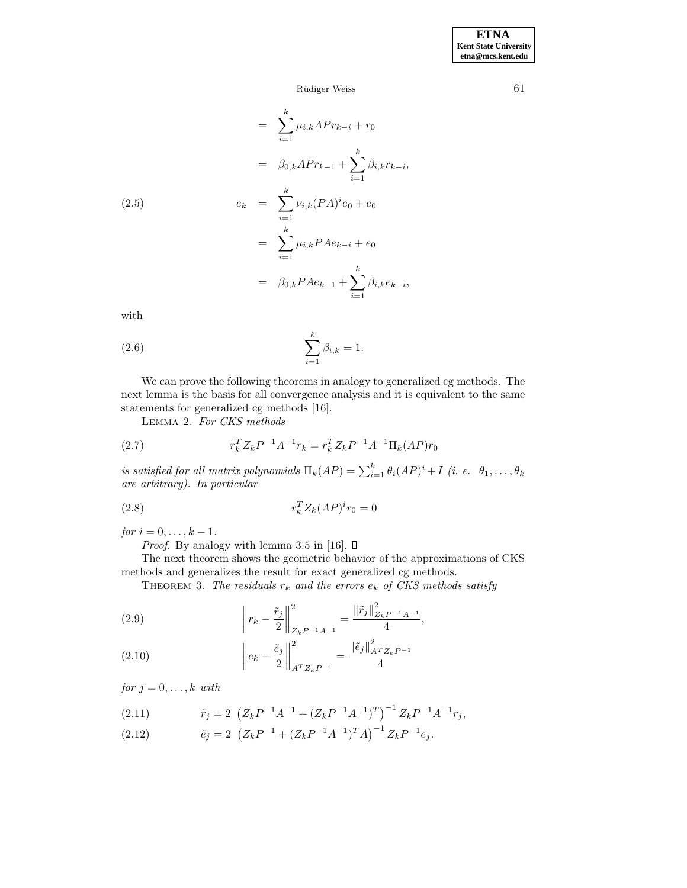$$
\begin{aligned}
&= \sum_{i=1}^{k} \mu_{i,k} APr_{k-i} + r_0 \\
&= \beta_{0,k} APr_{k-1} + \sum_{i=1}^{k} \beta_{i,k} r_{k-i},
\end{aligned}
$$

$$
\begin{aligned}
e_k &= \sum_{i=1}^{k} \nu_{i,k} (PA)^i e_0 + e_0 \\
&= \sum_{i=1}^{k} \mu_{i,k} PAe_{k-i} + e_0 \\
&= \beta_{0,k} PAe_{k-1} + \sum_{i=1}^{k} \beta_{i,k} e_{k-i},
\end{aligned}
\tag{2.5}
$$

with

$$
\sum_{i=1}^{k} \beta_{i,k} = 1. \tag{2.6}
$$

We can prove the following theorems in analogy to generalized cg methods. The next lemma is the basis for all convergence analysis and it is equivalent to the same statements for generalized cg methods [16].

LEMMA 2. *For CKS methods*

$$
r_k^T Z_k P^{-1} A^{-1} r_k = r_k^T Z_k P^{-1} A^{-1} \Pi_k(AP) r_0 \tag{2.7}
$$

*is satisfied for all matrix polynomials* $\Pi_k(AP) = \sum_{i=1}^{k} \theta_i (AP)^i + I$ *(i. e.* $\theta_1, \ldots, \theta_k$ *are arbitrary). In particular*

$$
r_k^T Z_k (AP)^i r_0 = 0 \tag{2.8}
$$

*for* $i = 0, \ldots, k-1$.

*Proof.* By analogy with lemma 3.5 in [16]. ∎

The next theorem shows the geometric behavior of the approximations of CKS methods and generalizes the result for exact generalized cg methods.

THEOREM 3. *The residuals* $r_k$ *and the errors* $e_k$ *of CKS methods satisfy*

$$
\left\| r_k - \frac{\tilde{r}_j}{2} \right\|^2_{Z_k P^{-1} A^{-1}} = \frac{\|\tilde{r}_j\|^2_{Z_k P^{-1} A^{-1}}}{4}, \tag{2.9}
$$

$$
\left\| e_k - \frac{\tilde{e}_j}{2} \right\|^2_{A^T Z_k P^{-1}} = \frac{\|\tilde{e}_j\|^2_{A^T Z_k P^{-1}}}{4} \tag{2.10}
$$

*for* $j = 0, \ldots, k$ *with*

$$
\tilde{r}_j = 2 \left( Z_k P^{-1} A^{-1} + (Z_k P^{-1} A^{-1})^T \right)^{-1} Z_k P^{-1} A^{-1} r_j, \tag{2.11}
$$

$$
\tilde{e}_j = 2 \left( Z_k P^{-1} + (Z_k P^{-1} A^{-1})^T A \right)^{-1} Z_k P^{-1} e_j. \tag{2.12}
$$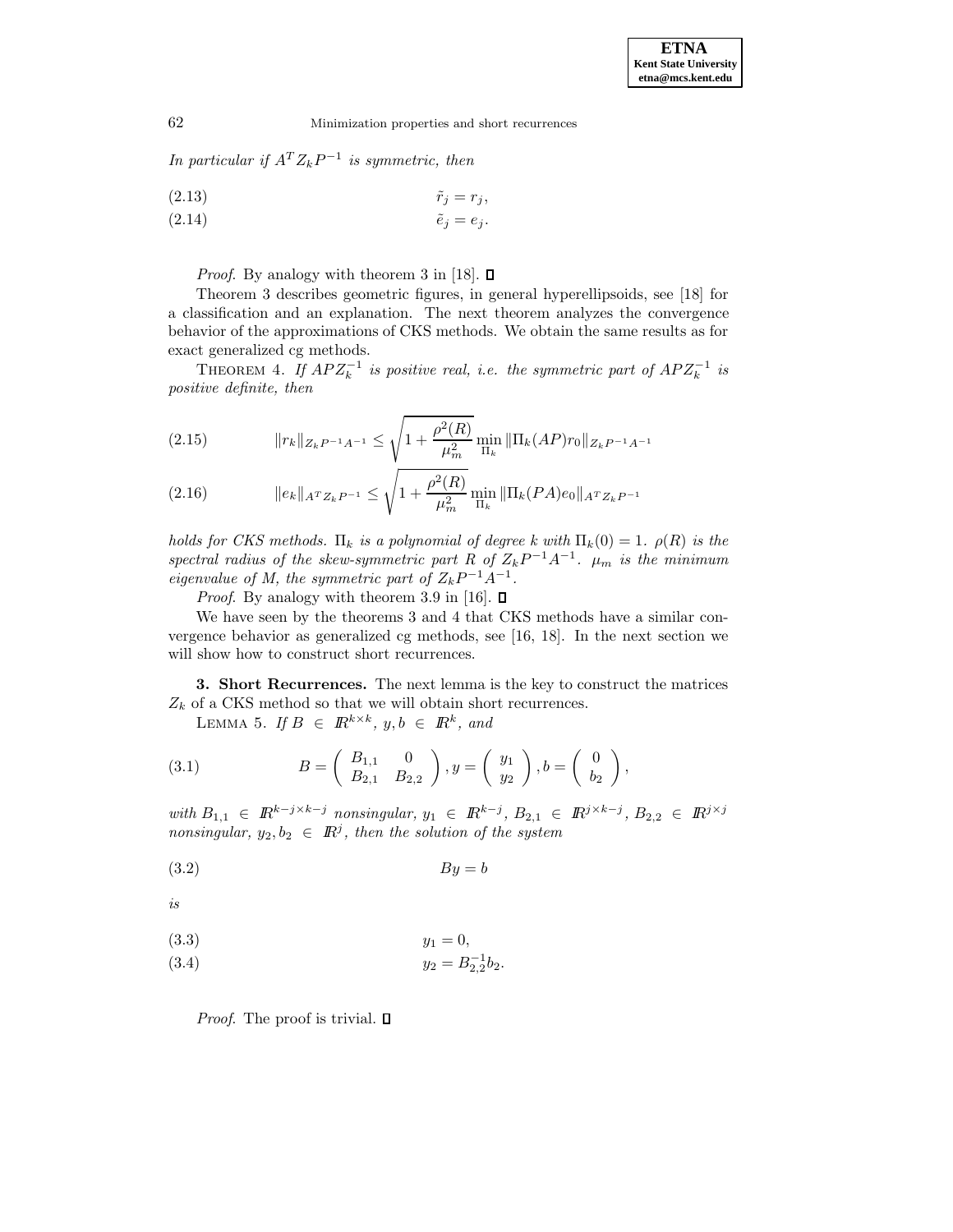*In particular if $A^T Z_k P^{-1}$ is symmetric, then*

$$\tilde{r}_j = r_j, \tag{2.13}$$

$$\tilde{e}_j = e_j. \tag{2.14}$$

*Proof*. By analogy with theorem 3 in [18]. ◻

Theorem 3 describes geometric figures, in general hyperellipsoids, see [18] for a classification and an explanation. The next theorem analyzes the convergence behavior of the approximations of CKS methods. We obtain the same results as for exact generalized cg methods.

THEOREM 4. *If $APZ_k^{-1}$ is positive real, i.e. the symmetric part of $APZ_k^{-1}$ is positive definite, then*

$$\|r_k\|_{Z_k P^{-1} A^{-1}} \leq \sqrt{1 + \frac{\rho^2(R)}{\mu_m^2}} \min_{\Pi_k} \|\Pi_k(AP) r_0\|_{Z_k P^{-1} A^{-1}} \tag{2.15}$$

$$\|e_k\|_{A^T Z_k P^{-1}} \leq \sqrt{1 + \frac{\rho^2(R)}{\mu_m^2}} \min_{\Pi_k} \|\Pi_k(PA) e_0\|_{A^T Z_k P^{-1}} \tag{2.16}$$

*holds for CKS methods. $\Pi_k$ is a polynomial of degree $k$ with $\Pi_k(0) = 1$. $\rho(R)$ is the spectral radius of the skew-symmetric part $R$ of $Z_k P^{-1} A^{-1}$. $\mu_m$ is the minimum eigenvalue of $M$, the symmetric part of $Z_k P^{-1} A^{-1}$.*

*Proof*. By analogy with theorem 3.9 in [16]. ◻

We have seen by the theorems 3 and 4 that CKS methods have a similar convergence behavior as generalized cg methods, see [16, 18]. In the next section we will show how to construct short recurrences.

## 3. Short Recurrences.

The next lemma is the key to construct the matrices $Z_k$ of a CKS method so that we will obtain short recurrences.

LEMMA 5. *If $B \in \mathbb{R}^{k \times k}$, $y, b \in \mathbb{R}^k$, and*

$$B = \begin{pmatrix} B_{1,1} & 0 \\ B_{2,1} & B_{2,2} \end{pmatrix}, y = \begin{pmatrix} y_1 \\ y_2 \end{pmatrix}, b = \begin{pmatrix} 0 \\ b_2 \end{pmatrix}, \tag{3.1}$$

*with $B_{1,1} \in \mathbb{R}^{k-j \times k-j}$ nonsingular, $y_1 \in \mathbb{R}^{k-j}$, $B_{2,1} \in \mathbb{R}^{j \times k-j}$, $B_{2,2} \in \mathbb{R}^{j \times j}$ nonsingular, $y_2, b_2 \in \mathbb{R}^j$, then the solution of the system*

$$By = b \tag{3.2}$$

*is*

$$y_1 = 0, \tag{3.3}$$

$$y_2 = B_{2,2}^{-1} b_2. \tag{3.4}$$

*Proof*. The proof is trivial. ◻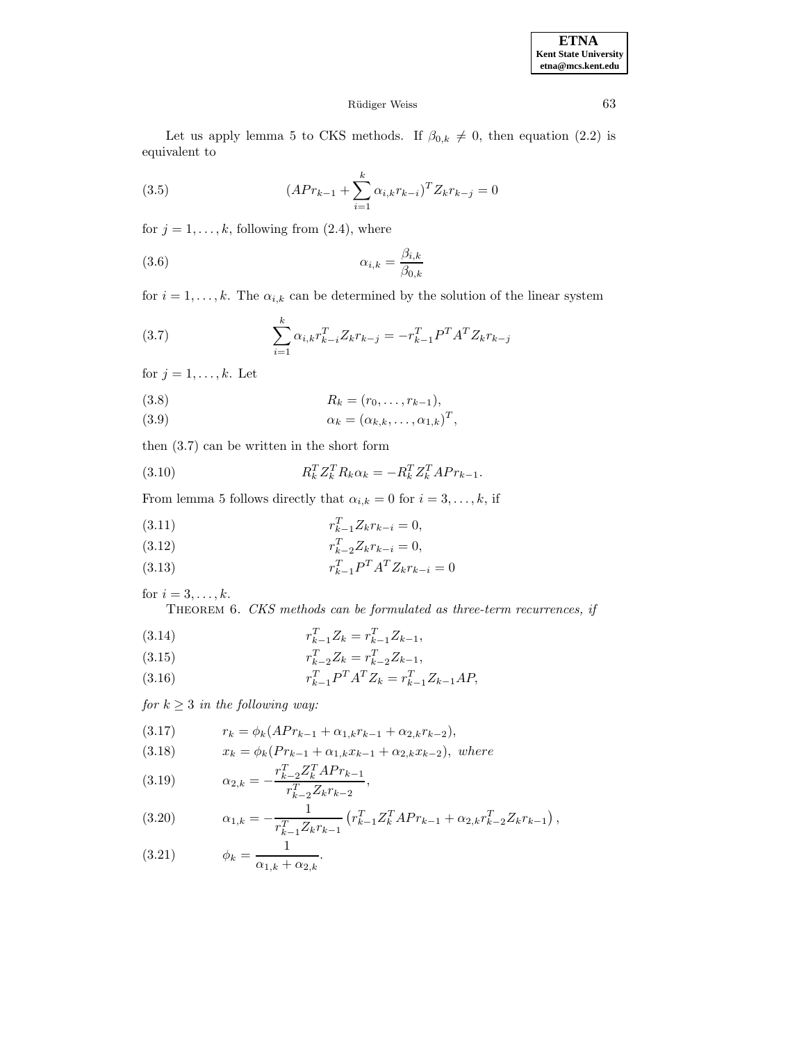Let us apply lemma 5 to CKS methods. If $\beta_{0,k} \neq 0$, then equation (2.2) is equivalent to

$$(APr_{k-1} + \sum_{i=1}^{k} \alpha_{i,k} r_{k-i})^T Z_k r_{k-j} = 0 \tag{3.5}$$

for $j = 1, \ldots, k$, following from (2.4), where

$$\alpha_{i,k} = \frac{\beta_{i,k}}{\beta_{0,k}} \tag{3.6}$$

for $i = 1, \ldots, k$. The $\alpha_{i,k}$ can be determined by the solution of the linear system

$$\sum_{i=1}^{k} \alpha_{i,k} r_{k-i}^T Z_k r_{k-j} = -r_{k-1}^T P^T A^T Z_k r_{k-j} \tag{3.7}$$

for $j = 1, \ldots, k$. Let

$$R_k = (r_0, \ldots, r_{k-1}), \tag{3.8}$$

$$\alpha_k = (\alpha_{k,k}, \ldots, \alpha_{1,k})^T, \tag{3.9}$$

then (3.7) can be written in the short form

$$R_k^T Z_k^T R_k \alpha_k = -R_k^T Z_k^T APr_{k-1}. \tag{3.10}$$

From lemma 5 follows directly that $\alpha_{i,k} = 0$ for $i = 3, \ldots, k$, if

$$r_{k-1}^T Z_k r_{k-i} = 0, \tag{3.11}$$

$$r_{k-2}^T Z_k r_{k-i} = 0, \tag{3.12}$$

$$r_{k-1}^T P^T A^T Z_k r_{k-i} = 0 \tag{3.13}$$

for $i = 3, \ldots, k$.

Theorem 6. *CKS methods can be formulated as three-term recurrences, if*

$$r_{k-1}^T Z_k = r_{k-1}^T Z_{k-1}, \tag{3.14}$$

$$r_{k-2}^T Z_k = r_{k-2}^T Z_{k-1}, \tag{3.15}$$

$$r_{k-1}^T P^T A^T Z_k = r_{k-1}^T Z_{k-1} AP, \tag{3.16}$$

*for $k \geq 3$ in the following way:*

$$r_k = \phi_k (APr_{k-1} + \alpha_{1,k} r_{k-1} + \alpha_{2,k} r_{k-2}), \tag{3.17}$$

$$x_k = \phi_k (Pr_{k-1} + \alpha_{1,k} x_{k-1} + \alpha_{2,k} x_{k-2}), \text{ where} \tag{3.18}$$

$$\alpha_{2,k} = -\frac{r_{k-2}^T Z_k^T APr_{k-1}}{r_{k-2}^T Z_k r_{k-2}}, \tag{3.19}$$

$$\alpha_{1,k} = -\frac{1}{r_{k-1}^T Z_k r_{k-1}} \left( r_{k-1}^T Z_k^T APr_{k-1} + \alpha_{2,k} r_{k-2}^T Z_k r_{k-1} \right), \tag{3.20}$$

$$\phi_k = \frac{1}{\alpha_{1,k} + \alpha_{2,k}}. \tag{3.21}$$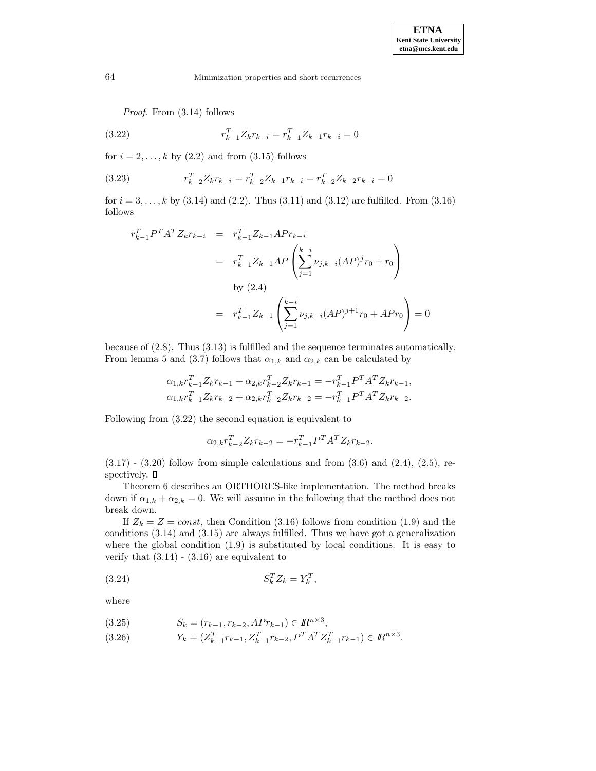*Proof.* From (3.14) follows

$$r_{k-1}^T Z_k r_{k-i} = r_{k-1}^T Z_{k-1} r_{k-i} = 0 \tag{3.22}$$

for $i = 2, \ldots, k$ by (2.2) and from (3.15) follows

$$r_{k-2}^T Z_k r_{k-i} = r_{k-2}^T Z_{k-1} r_{k-i} = r_{k-2}^T Z_{k-2} r_{k-i} = 0 \tag{3.23}$$

for $i = 3, \ldots, k$ by (3.14) and (2.2). Thus (3.11) and (3.12) are fulfilled. From (3.16) follows

$$\begin{aligned}
r_{k-1}^T P^T A^T Z_k r_{k-i} &= r_{k-1}^T Z_{k-1} A P r_{k-i} \\
&= r_{k-1}^T Z_{k-1} A P \left( \sum_{j=1}^{k-i} \nu_{j,k-i} (AP)^j r_0 + r_0 \right) \\
&\quad \text{by (2.4)} \\
&= r_{k-1}^T Z_{k-1} \left( \sum_{j=1}^{k-i} \nu_{j,k-i} (AP)^{j+1} r_0 + A P r_0 \right) = 0
\end{aligned}$$

because of (2.8). Thus (3.13) is fulfilled and the sequence terminates automatically. From lemma 5 and (3.7) follows that $\alpha_{1,k}$ and $\alpha_{2,k}$ can be calculated by

$$\begin{aligned}
\alpha_{1,k} r_{k-1}^T Z_k r_{k-1} + \alpha_{2,k} r_{k-2}^T Z_k r_{k-1} &= -r_{k-1}^T P^T A^T Z_k r_{k-1}, \\
\alpha_{1,k} r_{k-1}^T Z_k r_{k-2} + \alpha_{2,k} r_{k-2}^T Z_k r_{k-2} &= -r_{k-1}^T P^T A^T Z_k r_{k-2}.
\end{aligned}$$

Following from (3.22) the second equation is equivalent to

$$\alpha_{2,k} r_{k-2}^T Z_k r_{k-2} = -r_{k-1}^T P^T A^T Z_k r_{k-2}.$$

(3.17) - (3.20) follow from simple calculations and from (3.6) and (2.4), (2.5), respectively. ∎

Theorem 6 describes an ORTHORES-like implementation. The method breaks down if $\alpha_{1,k} + \alpha_{2,k} = 0$. We will assume in the following that the method does not break down.

If $Z_k = Z = const$, then Condition (3.16) follows from condition (1.9) and the conditions (3.14) and (3.15) are always fulfilled. Thus we have got a generalization where the global condition (1.9) is substituted by local conditions. It is easy to verify that (3.14) - (3.16) are equivalent to

$$S_k^T Z_k = Y_k^T, \tag{3.24}$$

where

$$S_k = (r_{k-1}, r_{k-2}, A P r_{k-1}) \in \mathbb{R}^{n \times 3}, \tag{3.25}$$

$$Y_k = (Z_{k-1}^T r_{k-1}, Z_{k-1}^T r_{k-2}, P^T A^T Z_{k-1}^T r_{k-1}) \in \mathbb{R}^{n \times 3}. \tag{3.26}$$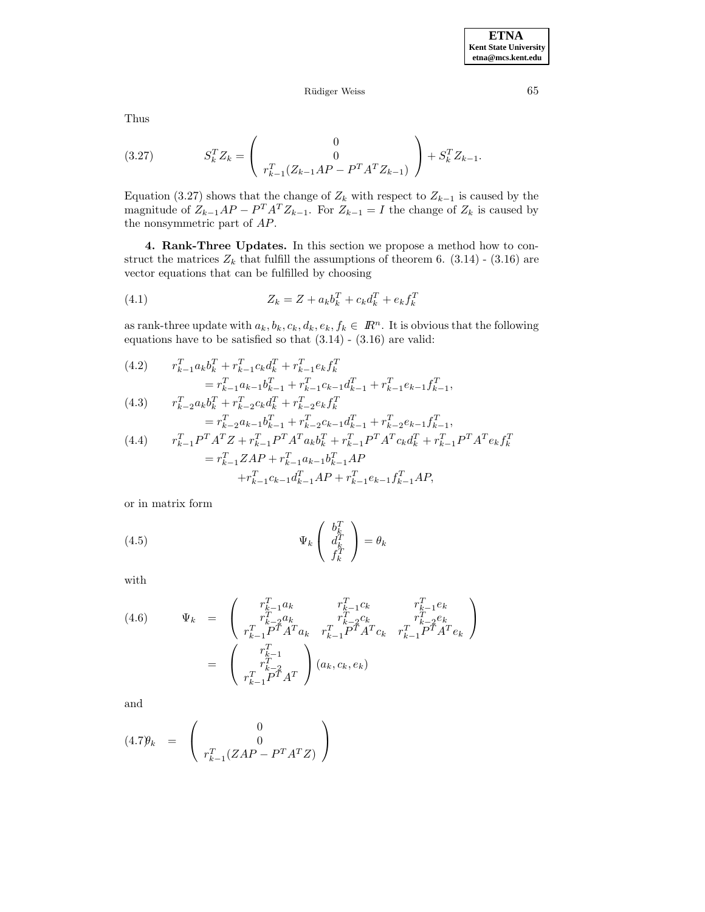Thus

$$S_k^T Z_k = \begin{pmatrix} 0 \\ 0 \\ r_{k-1}^T (Z_{k-1} AP - P^T A^T Z_{k-1}) \end{pmatrix} + S_k^T Z_{k-1}. \tag{3.27}$$

Equation (3.27) shows that the change of $Z_k$ with respect to $Z_{k-1}$ is caused by the magnitude of $Z_{k-1}AP - P^T A^T Z_{k-1}$. For $Z_{k-1} = I$ the change of $Z_k$ is caused by the nonsymmetric part of $AP$.

**4. Rank-Three Updates.** In this section we propose a method how to construct the matrices $Z_k$ that fulfill the assumptions of theorem 6. (3.14) - (3.16) are vector equations that can be fulfilled by choosing

$$Z_k = Z + a_k b_k^T + c_k d_k^T + e_k f_k^T \tag{4.1}$$

as rank-three update with $a_k, b_k, c_k, d_k, e_k, f_k \in I\!R^n$. It is obvious that the following equations have to be satisfied so that (3.14) - (3.16) are valid:

$$\begin{aligned} & r_{k-1}^T a_k b_k^T + r_{k-1}^T c_k d_k^T + r_{k-1}^T e_k f_k^T \\ & \quad = r_{k-1}^T a_{k-1} b_{k-1}^T + r_{k-1}^T c_{k-1} d_{k-1}^T + r_{k-1}^T e_{k-1} f_{k-1}^T, \end{aligned} \tag{4.2}$$

$$\begin{aligned} & r_{k-2}^T a_k b_k^T + r_{k-2}^T c_k d_k^T + r_{k-2}^T e_k f_k^T \\ & \quad = r_{k-2}^T a_{k-1} b_{k-1}^T + r_{k-2}^T c_{k-1} d_{k-1}^T + r_{k-2}^T e_{k-1} f_{k-1}^T, \end{aligned} \tag{4.3}$$

$$\begin{aligned} & r_{k-1}^T P^T A^T Z + r_{k-1}^T P^T A^T a_k b_k^T + r_{k-1}^T P^T A^T c_k d_k^T + r_{k-1}^T P^T A^T e_k f_k^T \\ & \quad = r_{k-1}^T ZAP + r_{k-1}^T a_{k-1} b_{k-1}^T AP \\ & \qquad + r_{k-1}^T c_{k-1} d_{k-1}^T AP + r_{k-1}^T e_{k-1} f_{k-1}^T AP, \end{aligned} \tag{4.4}$$

or in matrix form

$$\Psi_k \begin{pmatrix} b_k^T \\ d_k^T \\ f_k^T \end{pmatrix} = \theta_k \tag{4.5}$$

with

$$\begin{aligned} \Psi_k &= \begin{pmatrix} r_{k-1}^T a_k & r_{k-1}^T c_k & r_{k-1}^T e_k \\ r_{k-2}^T a_k & r_{k-2}^T c_k & r_{k-2}^T e_k \\ r_{k-1}^T P^T A^T a_k & r_{k-1}^T P^T A^T c_k & r_{k-1}^T P^T A^T e_k \end{pmatrix} \\ &= \begin{pmatrix} r_{k-1}^T \\ r_{k-2}^T \\ r_{k-1}^T P^T A^T \end{pmatrix} (a_k, c_k, e_k) \end{aligned} \tag{4.6}$$

and

$$\theta_k = \begin{pmatrix} 0 \\ 0 \\ r_{k-1}^T (ZAP - P^T A^T Z) \end{pmatrix} \tag{4.7}$$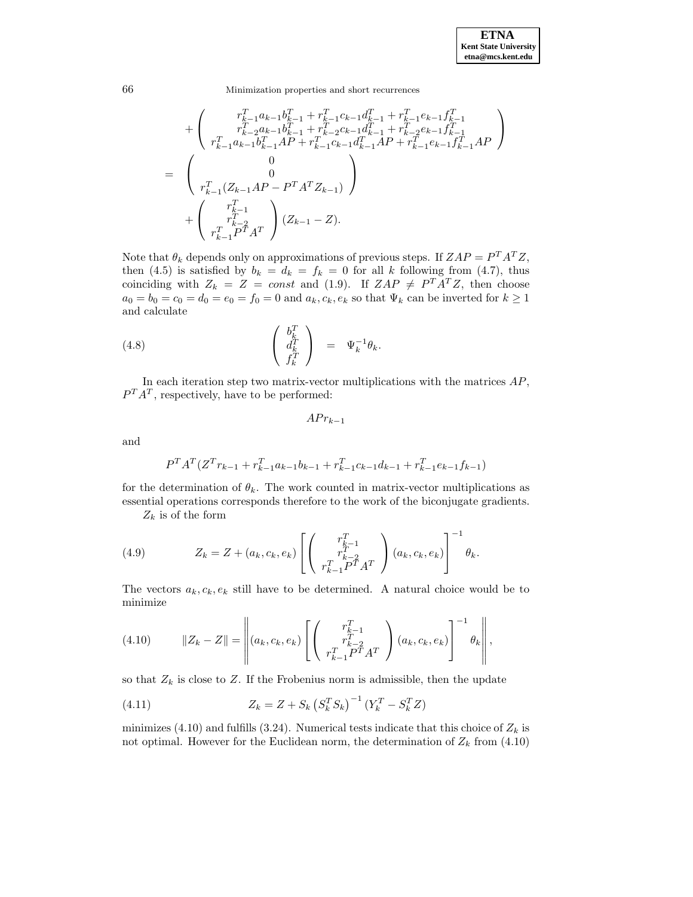$$
+ \begin{pmatrix} r_{k-1}^T a_{k-1} b_{k-1}^T + r_{k-1}^T c_{k-1} d_{k-1}^T + r_{k-1}^T e_{k-1} f_{k-1}^T \\ r_{k-2}^T a_{k-1} b_{k-1}^T + r_{k-2}^T c_{k-1} d_{k-1}^T + r_{k-2}^T e_{k-1} f_{k-1}^T \\ r_{k-1}^T a_{k-1} b_{k-1}^T AP + r_{k-1}^T c_{k-1} d_{k-1}^T AP + r_{k-1}^T e_{k-1} f_{k-1}^T AP \end{pmatrix}
$$

$$
= \begin{pmatrix} 0 \\ 0 \\ r_{k-1}^T (Z_{k-1} AP - P^T A^T Z_{k-1}) \end{pmatrix} + \begin{pmatrix} r_{k-1}^T \\ r_{k-2}^T \\ r_{k-1}^T P^T A^T \end{pmatrix} (Z_{k-1} - Z).
$$

Note that $\theta_k$ depends only on approximations of previous steps. If $ZAP = P^T A^T Z$, then (4.5) is satisfied by $b_k = d_k = f_k = 0$ for all $k$ following from (4.7), thus coinciding with $Z_k = Z = const$ and (1.9). If $ZAP \neq P^T A^T Z$, then choose $a_0 = b_0 = c_0 = d_0 = e_0 = f_0 = 0$ and $a_k, c_k, e_k$ so that $\Psi_k$ can be inverted for $k \geq 1$ and calculate

$$
\begin{pmatrix} b_k^T \\ d_k^T \\ f_k^T \end{pmatrix} = \Psi_k^{-1} \theta_k. \tag{4.8}
$$

In each iteration step two matrix-vector multiplications with the matrices $AP$, $P^T A^T$, respectively, have to be performed:

$$
AP r_{k-1}
$$

and

$$
P^T A^T (Z^T r_{k-1} + r_{k-1}^T a_{k-1} b_{k-1} + r_{k-1}^T c_{k-1} d_{k-1} + r_{k-1}^T e_{k-1} f_{k-1})
$$

for the determination of $\theta_k$. The work counted in matrix-vector multiplications as essential operations corresponds therefore to the work of the biconjugate gradients.

$Z_k$ is of the form

$$
Z_k = Z + (a_k, c_k, e_k) \left[ \begin{pmatrix} r_{k-1}^T \\ r_{k-2}^T \\ r_{k-1}^T P^T A^T \end{pmatrix} (a_k, c_k, e_k) \right]^{-1} \theta_k. \tag{4.9}
$$

The vectors $a_k, c_k, e_k$ still have to be determined. A natural choice would be to minimize

$$
\|Z_k - Z\| = \left\| (a_k, c_k, e_k) \left[ \begin{pmatrix} r_{k-1}^T \\ r_{k-2}^T \\ r_{k-1}^T P^T A^T \end{pmatrix} (a_k, c_k, e_k) \right]^{-1} \theta_k \right\|, \tag{4.10}
$$

so that $Z_k$ is close to $Z$. If the Frobenius norm is admissible, then the update

$$
Z_k = Z + S_k \left( S_k^T S_k \right)^{-1} \left( Y_k^T - S_k^T Z \right) \tag{4.11}
$$

minimizes (4.10) and fulfills (3.24). Numerical tests indicate that this choice of $Z_k$ is not optimal. However for the Euclidean norm, the determination of $Z_k$ from (4.10)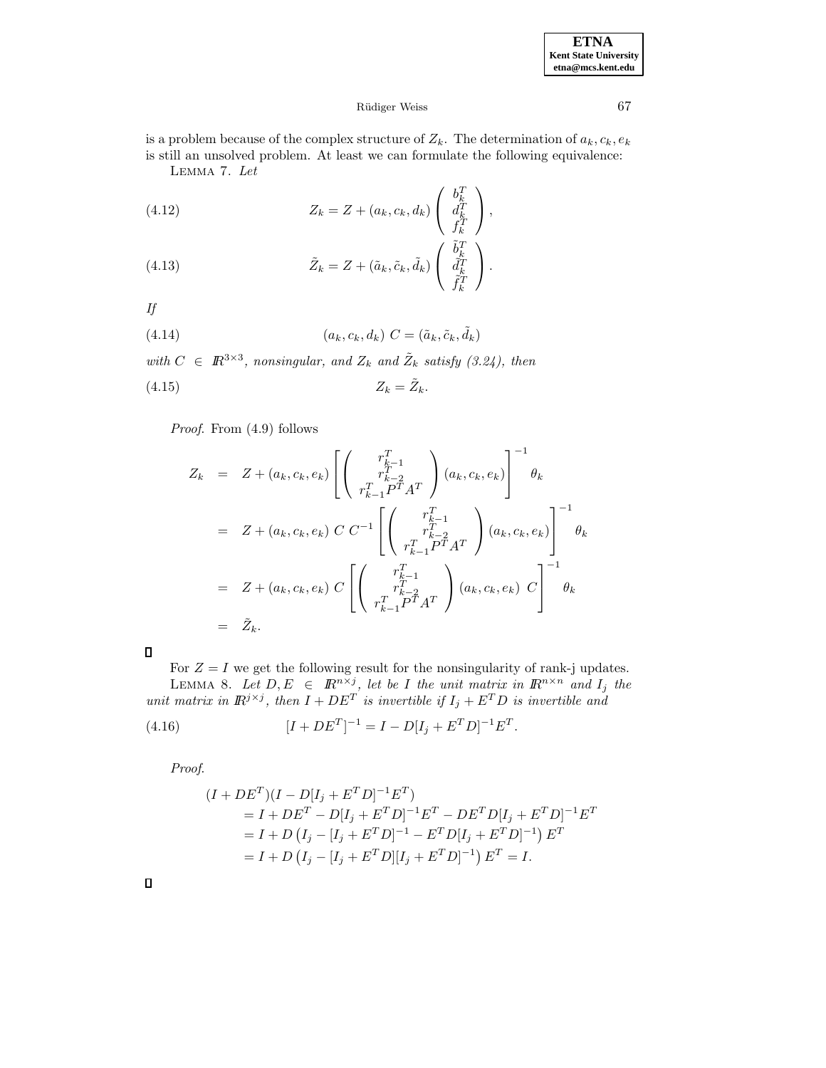is a problem because of the complex structure of $Z_k$. The determination of $a_k, c_k, e_k$ is still an unsolved problem. At least we can formulate the following equivalence:

LEMMA 7. *Let*

$$Z_k = Z + (a_k, c_k, d_k) \begin{pmatrix} b_k^T \\ d_k^T \\ f_k^T \end{pmatrix}, \tag{4.12}$$

$$\tilde{Z}_k = Z + (\tilde{a}_k, \tilde{c}_k, \tilde{d}_k) \begin{pmatrix} \tilde{b}_k^T \\ \tilde{d}_k^T \\ \tilde{f}_k^T \end{pmatrix}. \tag{4.13}$$

*If*

$$(a_k, c_k, d_k)\ C = (\tilde{a}_k, \tilde{c}_k, \tilde{d}_k) \tag{4.14}$$

*with* $C \in I\!R^{3\times 3}$, *nonsingular, and* $Z_k$ *and* $\tilde{Z}_k$ *satisfy (3.24), then*

$$Z_k = \tilde{Z}_k. \tag{4.15}$$

*Proof*. From (4.9) follows

$$\begin{aligned}
Z_k &= Z + (a_k, c_k, e_k) \left[ \begin{pmatrix} r_{k-1}^T \\ r_{k-2}^T \\ r_{k-1}^T P^T A^T \end{pmatrix} (a_k, c_k, e_k) \right]^{-1} \theta_k \\
&= Z + (a_k, c_k, e_k)\ C\ C^{-1} \left[ \begin{pmatrix} r_{k-1}^T \\ r_{k-2}^T \\ r_{k-1}^T P^T A^T \end{pmatrix} (a_k, c_k, e_k) \right]^{-1} \theta_k \\
&= Z + (a_k, c_k, e_k)\ C \left[ \begin{pmatrix} r_{k-1}^T \\ r_{k-2}^T \\ r_{k-1}^T P^T A^T \end{pmatrix} (a_k, c_k, e_k)\ C \right]^{-1} \theta_k \\
&= \tilde{Z}_k.
\end{aligned}$$

∎

For $Z = I$ we get the following result for the nonsingularity of rank-j updates.

LEMMA 8. *Let* $D, E \in I\!R^{n\times j}$, *let be* $I$ *the unit matrix in* $I\!R^{n\times n}$ *and* $I_j$ *the unit matrix in* $I\!R^{j\times j}$, *then* $I + DE^T$ *is invertible if* $I_j + E^T D$ *is invertible and*

$$[I + DE^T]^{-1} = I - D[I_j + E^T D]^{-1} E^T. \tag{4.16}$$

*Proof.*

$$\begin{aligned}
&(I + DE^T)(I - D[I_j + E^T D]^{-1} E^T) \\
&\quad = I + DE^T - D[I_j + E^T D]^{-1} E^T - DE^T D[I_j + E^T D]^{-1} E^T \\
&\quad = I + D\left(I_j - [I_j + E^T D]^{-1} - E^T D[I_j + E^T D]^{-1}\right) E^T \\
&\quad = I + D\left(I_j - [I_j + E^T D][I_j + E^T D]^{-1}\right) E^T = I.
\end{aligned}$$

∎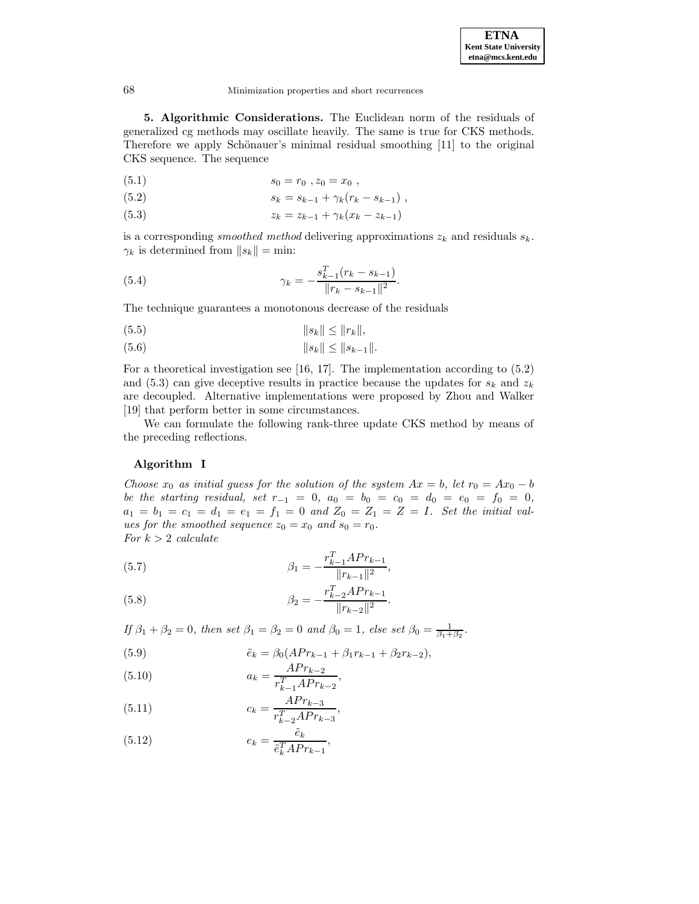**5. Algorithmic Considerations.** The Euclidean norm of the residuals of generalized cg methods may oscillate heavily. The same is true for CKS methods. Therefore we apply Schönauer's minimal residual smoothing [11] to the original CKS sequence. The sequence

$$s_0 = r_0 \ , z_0 = x_0 \ , \tag{5.1}$$

$$s_k = s_{k-1} + \gamma_k (r_k - s_{k-1}) \ , \tag{5.2}$$

$$z_k = z_{k-1} + \gamma_k (x_k - z_{k-1}) \tag{5.3}$$

is a corresponding *smoothed method* delivering approximations $z_k$ and residuals $s_k$. $\gamma_k$ is determined from $\|s_k\| = \min$:

$$\gamma_k = -\frac{s_{k-1}^T (r_k - s_{k-1})}{\|r_k - s_{k-1}\|^2}. \tag{5.4}$$

The technique guarantees a monotonous decrease of the residuals

$$\|s_k\| \leq \|r_k\|, \tag{5.5}$$

$$\|s_k\| \leq \|s_{k-1}\|. \tag{5.6}$$

For a theoretical investigation see [16, 17]. The implementation according to (5.2) and (5.3) can give deceptive results in practice because the updates for $s_k$ and $z_k$ are decoupled. Alternative implementations were proposed by Zhou and Walker [19] that perform better in some circumstances.

We can formulate the following rank-three update CKS method by means of the preceding reflections.

**Algorithm I**

*Choose $x_0$ as initial guess for the solution of the system $Ax = b$, let $r_0 = Ax_0 - b$ be the starting residual, set $r_{-1} = 0$, $a_0 = b_0 = c_0 = d_0 = e_0 = f_0 = 0$, $a_1 = b_1 = c_1 = d_1 = e_1 = f_1 = 0$ and $Z_0 = Z_1 = Z = I$. Set the initial values for the smoothed sequence $z_0 = x_0$ and $s_0 = r_0$.*
*For $k > 2$ calculate*

$$\beta_1 = -\frac{r_{k-1}^T A P r_{k-1}}{\|r_{k-1}\|^2}, \tag{5.7}$$

$$\beta_2 = -\frac{r_{k-2}^T A P r_{k-1}}{\|r_{k-2}\|^2}. \tag{5.8}$$

*If $\beta_1 + \beta_2 = 0$, then set $\beta_1 = \beta_2 = 0$ and $\beta_0 = 1$, else set $\beta_0 = \frac{1}{\beta_1 + \beta_2}$.*

$$\tilde{e}_k = \beta_0 (A P r_{k-1} + \beta_1 r_{k-1} + \beta_2 r_{k-2}), \tag{5.9}$$

$$a_k = \frac{A P r_{k-2}}{r_{k-1}^T A P r_{k-2}}, \tag{5.10}$$

$$c_k = \frac{A P r_{k-3}}{r_{k-2}^T A P r_{k-3}}, \tag{5.11}$$

$$e_k = \frac{\tilde{e}_k}{\tilde{e}_k^T A P r_{k-1}}, \tag{5.12}$$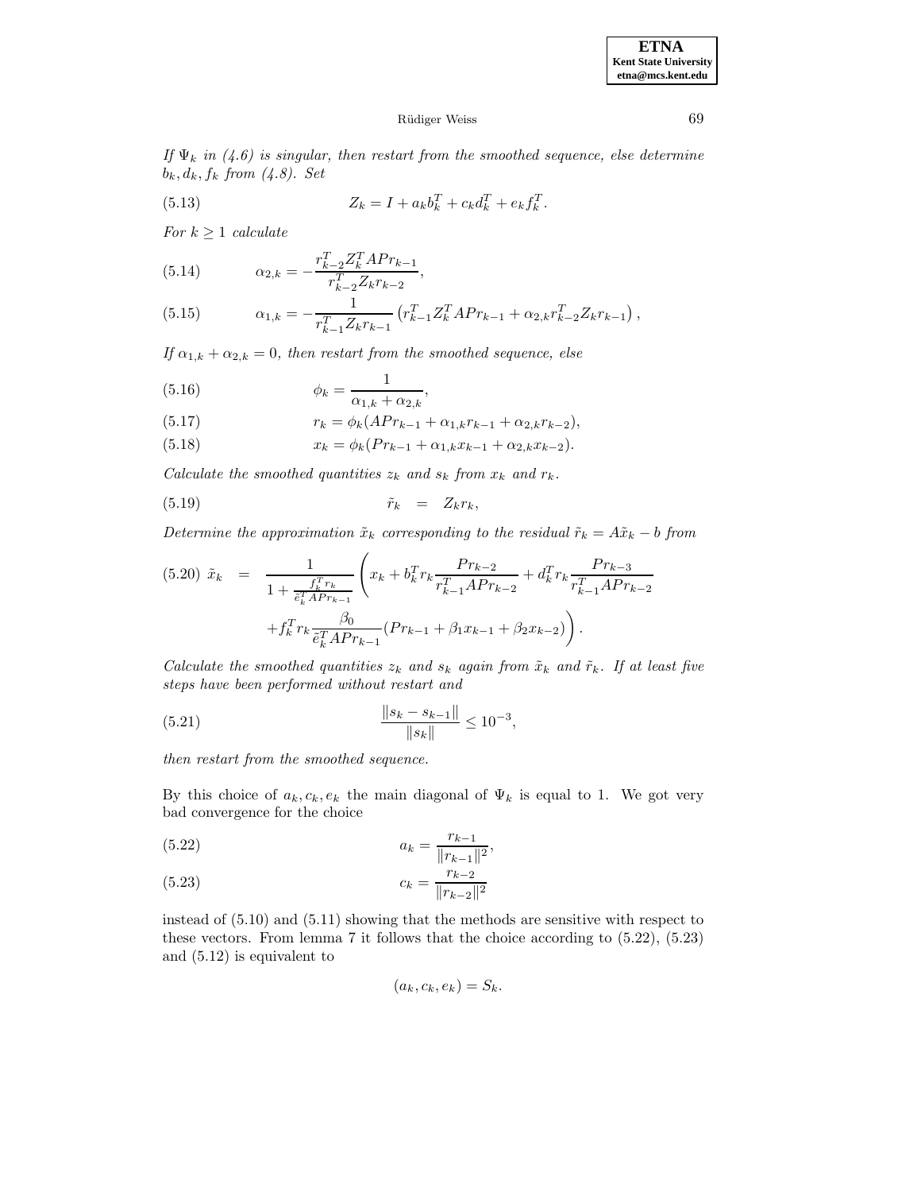*If $\Psi_k$ in (4.6) is singular, then restart from the smoothed sequence, else determine $b_k, d_k, f_k$ from (4.8). Set*

$$Z_k = I + a_k b_k^T + c_k d_k^T + e_k f_k^T. \tag{5.13}$$

*For $k \geq 1$ calculate*

$$\alpha_{2,k} = -\frac{r_{k-2}^T Z_k^T A P r_{k-1}}{r_{k-2}^T Z_k r_{k-2}}, \tag{5.14}$$

$$\alpha_{1,k} = -\frac{1}{r_{k-1}^T Z_k r_{k-1}} \left( r_{k-1}^T Z_k^T A P r_{k-1} + \alpha_{2,k} r_{k-2}^T Z_k r_{k-1} \right), \tag{5.15}$$

*If $\alpha_{1,k} + \alpha_{2,k} = 0$, then restart from the smoothed sequence, else*

$$\phi_k = \frac{1}{\alpha_{1,k} + \alpha_{2,k}}, \tag{5.16}$$

$$r_k = \phi_k (A P r_{k-1} + \alpha_{1,k} r_{k-1} + \alpha_{2,k} r_{k-2}), \tag{5.17}$$

$$x_k = \phi_k (P r_{k-1} + \alpha_{1,k} x_{k-1} + \alpha_{2,k} x_{k-2}). \tag{5.18}$$

*Calculate the smoothed quantities $z_k$ and $s_k$ from $x_k$ and $r_k$.*

$$\tilde{r}_k \quad = \quad Z_k r_k, \tag{5.19}$$

*Determine the approximation $\tilde{x}_k$ corresponding to the residual $\tilde{r}_k = A\tilde{x}_k - b$ from*

$$\begin{aligned} \tilde{x}_k \quad = \quad & \frac{1}{1 + \frac{f_k^T r_k}{\tilde{e}_k^T A P r_{k-1}}} \left( x_k + b_k^T r_k \frac{P r_{k-2}}{r_{k-1}^T A P r_{k-2}} + d_k^T r_k \frac{P r_{k-3}}{r_{k-1}^T A P r_{k-2}} \right. \\ & \left. + f_k^T r_k \frac{\beta_0}{\tilde{e}_k^T A P r_{k-1}} (P r_{k-1} + \beta_1 x_{k-1} + \beta_2 x_{k-2}) \right). \end{aligned} \tag{5.20}$$

*Calculate the smoothed quantities $z_k$ and $s_k$ again from $\tilde{x}_k$ and $\tilde{r}_k$. If at least five steps have been performed without restart and*

$$\frac{\|s_k - s_{k-1}\|}{\|s_k\|} \leq 10^{-3}, \tag{5.21}$$

*then restart from the smoothed sequence.*

By this choice of $a_k, c_k, e_k$ the main diagonal of $\Psi_k$ is equal to 1. We got very bad convergence for the choice

$$a_k = \frac{r_{k-1}}{\|r_{k-1}\|^2}, \tag{5.22}$$

$$c_k = \frac{r_{k-2}}{\|r_{k-2}\|^2} \tag{5.23}$$

instead of (5.10) and (5.11) showing that the methods are sensitive with respect to these vectors. From lemma 7 it follows that the choice according to (5.22), (5.23) and (5.12) is equivalent to

$$(a_k, c_k, e_k) = S_k.$$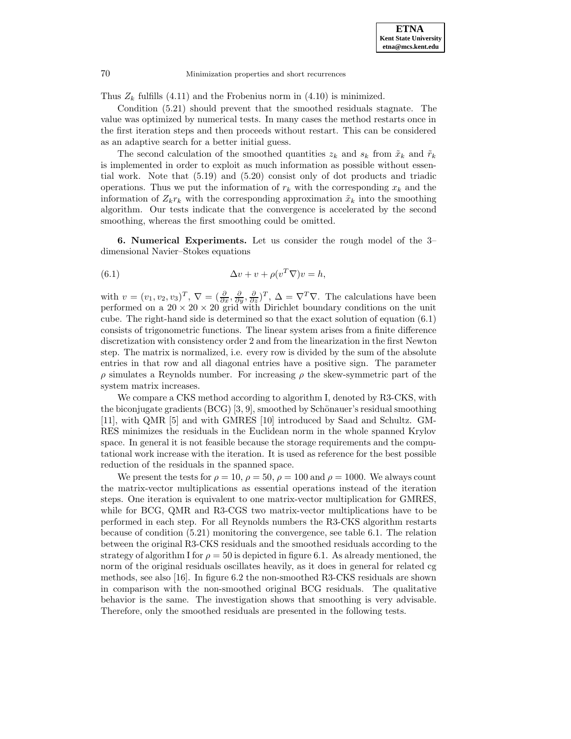Thus $Z_k$ fulfills (4.11) and the Frobenius norm in (4.10) is minimized.

Condition (5.21) should prevent that the smoothed residuals stagnate. The value was optimized by numerical tests. In many cases the method restarts once in the first iteration steps and then proceeds without restart. This can be considered as an adaptive search for a better initial guess.

The second calculation of the smoothed quantities $z_k$ and $s_k$ from $\tilde{x}_k$ and $\tilde{r}_k$ is implemented in order to exploit as much information as possible without essential work. Note that (5.19) and (5.20) consist only of dot products and triadic operations. Thus we put the information of $r_k$ with the corresponding $x_k$ and the information of $Z_k r_k$ with the corresponding approximation $\tilde{x}_k$ into the smoothing algorithm. Our tests indicate that the convergence is accelerated by the second smoothing, whereas the first smoothing could be omitted.

**6. Numerical Experiments.** Let us consider the rough model of the 3–dimensional Navier–Stokes equations

$$\Delta v + v + \rho (v^T \nabla) v = h, \tag{6.1}$$

with $v = (v_1, v_2, v_3)^T$, $\nabla = (\frac{\partial}{\partial x}, \frac{\partial}{\partial y}, \frac{\partial}{\partial z})^T$, $\Delta = \nabla^T \nabla$. The calculations have been performed on a $20 \times 20 \times 20$ grid with Dirichlet boundary conditions on the unit cube. The right-hand side is determined so that the exact solution of equation (6.1) consists of trigonometric functions. The linear system arises from a finite difference discretization with consistency order 2 and from the linearization in the first Newton step. The matrix is normalized, i.e. every row is divided by the sum of the absolute entries in that row and all diagonal entries have a positive sign. The parameter $\rho$ simulates a Reynolds number. For increasing $\rho$ the skew-symmetric part of the system matrix increases.

We compare a CKS method according to algorithm I, denoted by R3-CKS, with the biconjugate gradients (BCG) [3, 9], smoothed by Schönauer's residual smoothing [11], with QMR [5] and with GMRES [10] introduced by Saad and Schultz. GMRES minimizes the residuals in the Euclidean norm in the whole spanned Krylov space. In general it is not feasible because the storage requirements and the computational work increase with the iteration. It is used as reference for the best possible reduction of the residuals in the spanned space.

We present the tests for $\rho = 10$, $\rho = 50$, $\rho = 100$ and $\rho = 1000$. We always count the matrix-vector multiplications as essential operations instead of the iteration steps. One iteration is equivalent to one matrix-vector multiplication for GMRES, while for BCG, QMR and R3-CGS two matrix-vector multiplications have to be performed in each step. For all Reynolds numbers the R3-CKS algorithm restarts because of condition (5.21) monitoring the convergence, see table 6.1. The relation between the original R3-CKS residuals and the smoothed residuals according to the strategy of algorithm I for $\rho = 50$ is depicted in figure 6.1. As already mentioned, the norm of the original residuals oscillates heavily, as it does in general for related cg methods, see also [16]. In figure 6.2 the non-smoothed R3-CKS residuals are shown in comparison with the non-smoothed original BCG residuals. The qualitative behavior is the same. The investigation shows that smoothing is very advisable. Therefore, only the smoothed residuals are presented in the following tests.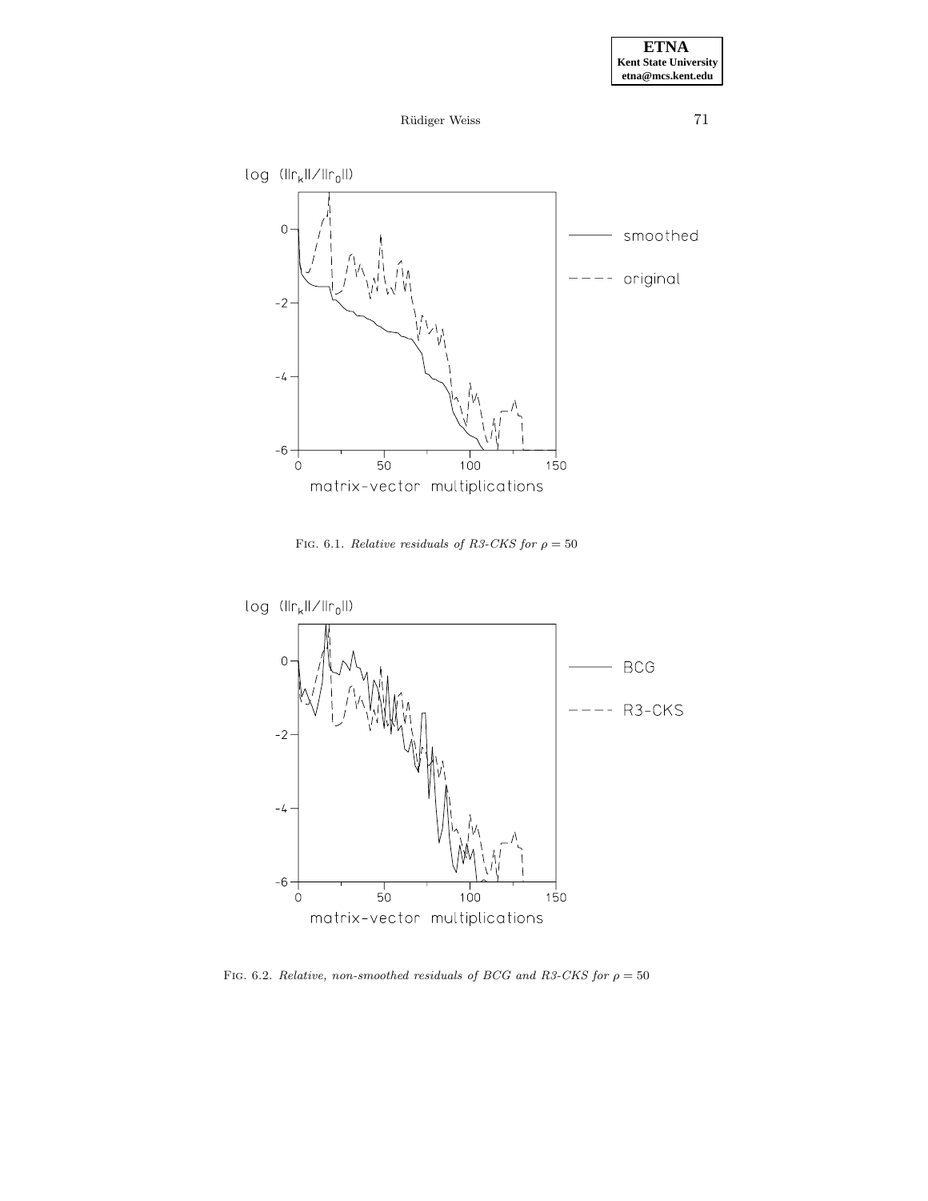Fig. 6.1. *Relative residuals of R3-CKS for $\rho = 50$*

Fig. 6.2. *Relative, non-smoothed residuals of BCG and R3-CKS for $\rho = 50$*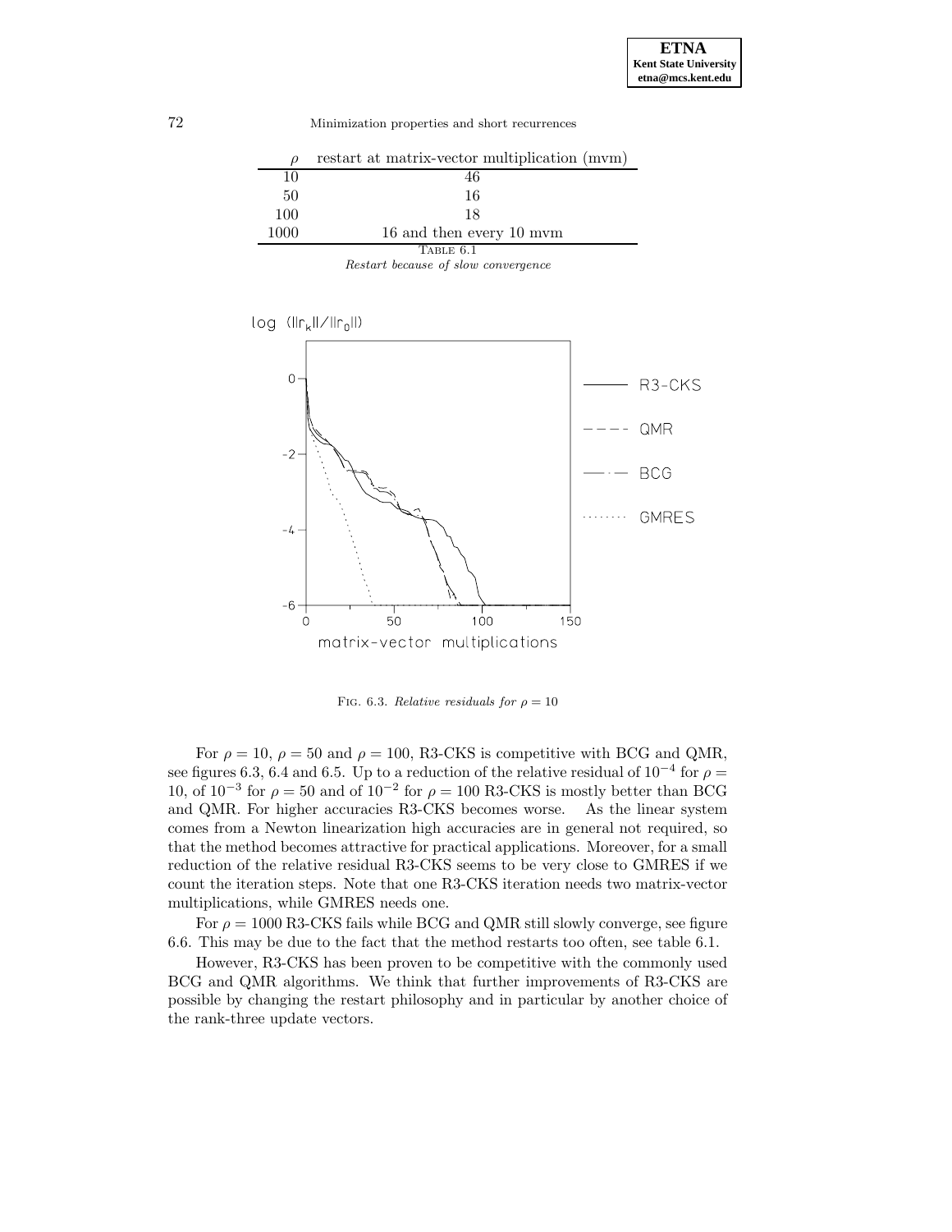| $\rho$ | restart at matrix-vector multiplication (mvm) |
|---|---|
| 10 | 46 |
| 50 | 16 |
| 100 | 18 |
| 1000 | 16 and then every 10 mvm |

TABLE 6.1
*Restart because of slow convergence*

FIG. 6.3. *Relative residuals for $\rho = 10$*

For $\rho = 10$, $\rho = 50$ and $\rho = 100$, R3-CKS is competitive with BCG and QMR, see figures 6.3, 6.4 and 6.5. Up to a reduction of the relative residual of $10^{-4}$ for $\rho = 10$, of $10^{-3}$ for $\rho = 50$ and of $10^{-2}$ for $\rho = 100$ R3-CKS is mostly better than BCG and QMR. For higher accuracies R3-CKS becomes worse. As the linear system comes from a Newton linearization high accuracies are in general not required, so that the method becomes attractive for practical applications. Moreover, for a small reduction of the relative residual R3-CKS seems to be very close to GMRES if we count the iteration steps. Note that one R3-CKS iteration needs two matrix-vector multiplications, while GMRES needs one.

For $\rho = 1000$ R3-CKS fails while BCG and QMR still slowly converge, see figure 6.6. This may be due to the fact that the method restarts too often, see table 6.1.

However, R3-CKS has been proven to be competitive with the commonly used BCG and QMR algorithms. We think that further improvements of R3-CKS are possible by changing the restart philosophy and in particular by another choice of the rank-three update vectors.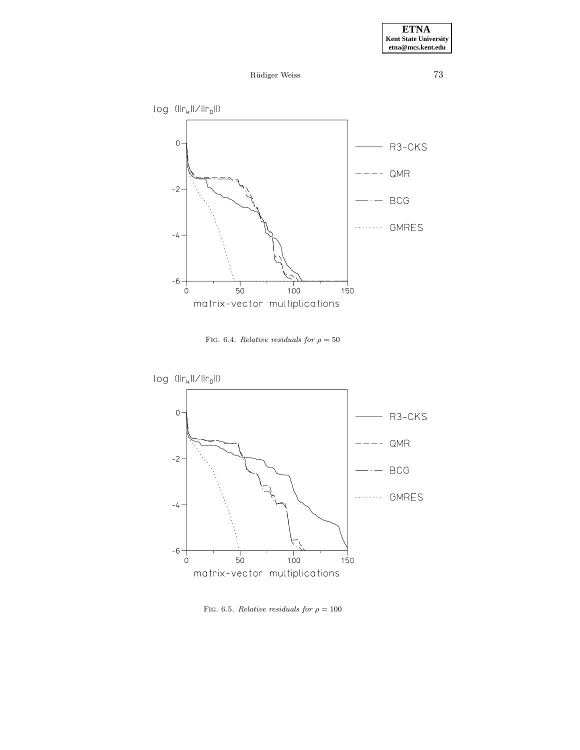FIG. 6.4. *Relative residuals for $\rho = 50$*

FIG. 6.5. *Relative residuals for $\rho = 100$*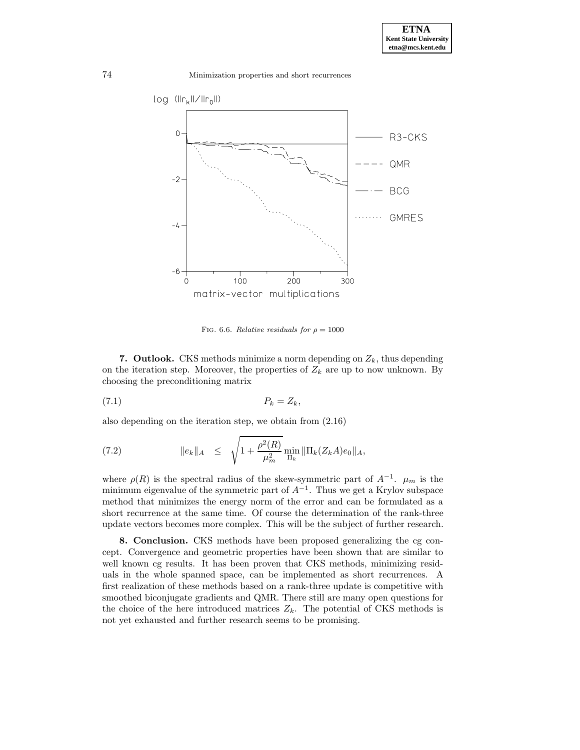FIG. 6.6. *Relative residuals for $\rho = 1000$*

**7. Outlook.** CKS methods minimize a norm depending on $Z_k$, thus depending on the iteration step. Moreover, the properties of $Z_k$ are up to now unknown. By choosing the preconditioning matrix

$$P_k = Z_k, \tag{7.1}$$

also depending on the iteration step, we obtain from (2.16)

$$\|e_k\|_A \quad \leq \quad \sqrt{1 + \frac{\rho^2(R)}{\mu_m^2}} \min_{\Pi_k} \|\Pi_k(Z_k A)e_0\|_A, \tag{7.2}$$

where $\rho(R)$ is the spectral radius of the skew-symmetric part of $A^{-1}$. $\mu_m$ is the minimum eigenvalue of the symmetric part of $A^{-1}$. Thus we get a Krylov subspace method that minimizes the energy norm of the error and can be formulated as a short recurrence at the same time. Of course the determination of the rank-three update vectors becomes more complex. This will be the subject of further research.

**8. Conclusion.** CKS methods have been proposed generalizing the cg concept. Convergence and geometric properties have been shown that are similar to well known cg results. It has been proven that CKS methods, minimizing residuals in the whole spanned space, can be implemented as short recurrences. A first realization of these methods based on a rank-three update is competitive with smoothed biconjugate gradients and QMR. There still are many open questions for the choice of the here introduced matrices $Z_k$. The potential of CKS methods is not yet exhausted and further research seems to be promising.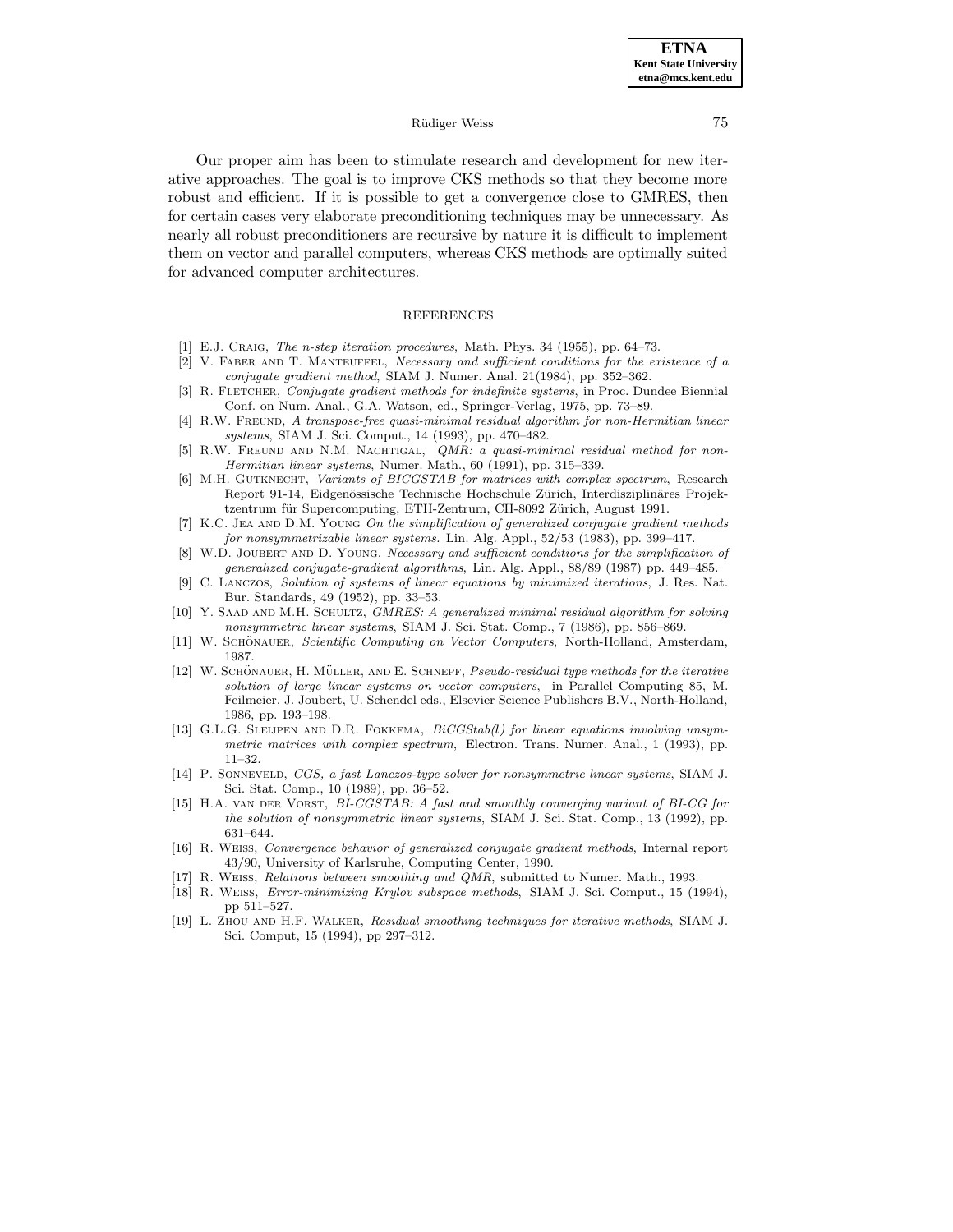Our proper aim has been to stimulate research and development for new iterative approaches. The goal is to improve CKS methods so that they become more robust and efficient. If it is possible to get a convergence close to GMRES, then for certain cases very elaborate preconditioning techniques may be unnecessary. As nearly all robust preconditioners are recursive by nature it is difficult to implement them on vector and parallel computers, whereas CKS methods are optimally suited for advanced computer architectures.

## REFERENCES

[1] E.J. Craig, *The n-step iteration procedures*, Math. Phys. 34 (1955), pp. 64–73.

[2] V. Faber and T. Manteuffel, *Necessary and sufficient conditions for the existence of a conjugate gradient method*, SIAM J. Numer. Anal. 21(1984), pp. 352–362.

[3] R. Fletcher, *Conjugate gradient methods for indefinite systems*, in Proc. Dundee Biennial Conf. on Num. Anal., G.A. Watson, ed., Springer-Verlag, 1975, pp. 73–89.

[4] R.W. Freund, *A transpose-free quasi-minimal residual algorithm for non-Hermitian linear systems*, SIAM J. Sci. Comput., 14 (1993), pp. 470–482.

[5] R.W. Freund and N.M. Nachtigal, *QMR: a quasi-minimal residual method for non-Hermitian linear systems*, Numer. Math., 60 (1991), pp. 315–339.

[6] M.H. Gutknecht, *Variants of BICGSTAB for matrices with complex spectrum*, Research Report 91-14, Eidgenössische Technische Hochschule Zürich, Interdisziplinäres Projektzentrum für Supercomputing, ETH-Zentrum, CH-8092 Zürich, August 1991.

[7] K.C. Jea and D.M. Young *On the simplification of generalized conjugate gradient methods for nonsymmetrizable linear systems.* Lin. Alg. Appl., 52/53 (1983), pp. 399–417.

[8] W.D. Joubert and D. Young, *Necessary and sufficient conditions for the simplification of generalized conjugate-gradient algorithms*, Lin. Alg. Appl., 88/89 (1987) pp. 449–485.

[9] C. Lanczos, *Solution of systems of linear equations by minimized iterations*, J. Res. Nat. Bur. Standards, 49 (1952), pp. 33–53.

[10] Y. Saad and M.H. Schultz, *GMRES: A generalized minimal residual algorithm for solving nonsymmetric linear systems*, SIAM J. Sci. Stat. Comp., 7 (1986), pp. 856–869.

[11] W. Schönauer, *Scientific Computing on Vector Computers*, North-Holland, Amsterdam, 1987.

[12] W. Schönauer, H. Müller, and E. Schnepf, *Pseudo-residual type methods for the iterative solution of large linear systems on vector computers*, in Parallel Computing 85, M. Feilmeier, J. Joubert, U. Schendel eds., Elsevier Science Publishers B.V., North-Holland, 1986, pp. 193–198.

[13] G.L.G. Sleijpen and D.R. Fokkema, *BiCGStab(l) for linear equations involving unsymmetric matrices with complex spectrum*, Electron. Trans. Numer. Anal., 1 (1993), pp. 11–32.

[14] P. Sonneveld, *CGS, a fast Lanczos-type solver for nonsymmetric linear systems*, SIAM J. Sci. Stat. Comp., 10 (1989), pp. 36–52.

[15] H.A. van der Vorst, *BI-CGSTAB: A fast and smoothly converging variant of BI-CG for the solution of nonsymmetric linear systems*, SIAM J. Sci. Stat. Comp., 13 (1992), pp. 631–644.

[16] R. Weiss, *Convergence behavior of generalized conjugate gradient methods*, Internal report 43/90, University of Karlsruhe, Computing Center, 1990.

[17] R. Weiss, *Relations between smoothing and QMR*, submitted to Numer. Math., 1993.

[18] R. Weiss, *Error-minimizing Krylov subspace methods*, SIAM J. Sci. Comput., 15 (1994), pp 511–527.

[19] L. Zhou and H.F. Walker, *Residual smoothing techniques for iterative methods*, SIAM J. Sci. Comput, 15 (1994), pp 297–312.